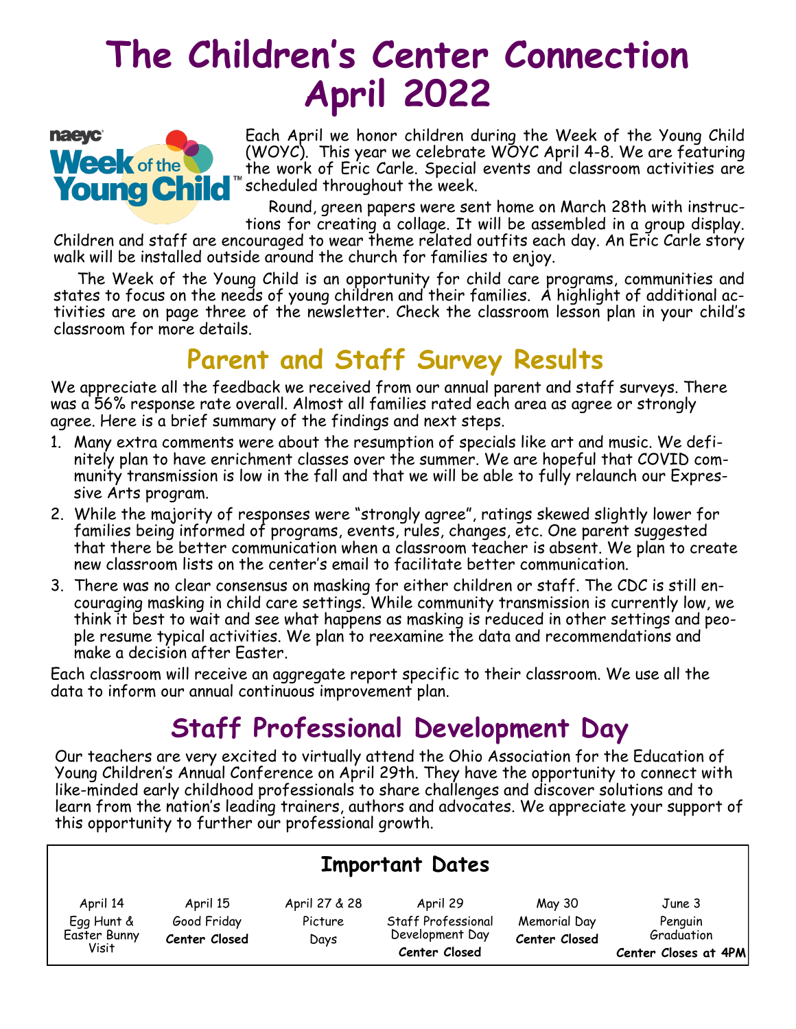# The Children's Center Connection April 2022

Each April we honor children during the Week of the Young Child (WOYC). This year we celebrate WOYC April 4-8. We are featuring the work of Eric Carle. Special events and classroom activities are scheduled throughout the week.

Round, green papers were sent home on March 28th with instructions for creating a collage. It will be assembled in a group display. Children and staff are encouraged to wear theme related outfits each day. An Eric Carle story walk will be installed outside around the church for families to enjoy.

The Week of the Young Child is an opportunity for child care programs, communities and states to focus on the needs of young children and their families. A highlight of additional activities are on page three of the newsletter. Check the classroom lesson plan in your child's classroom for more details.

## Parent and Staff Survey Results

We appreciate all the feedback we received from our annual parent and staff surveys. There was a 56% response rate overall. Almost all families rated each area as agree or strongly agree. Here is a brief summary of the findings and next steps.

1. Many extra comments were about the resumption of specials like art and music. We definitely plan to have enrichment classes over the summer. We are hopeful that COVID community transmission is low in the fall and that we will be able to fully relaunch our Expressive Arts program.
2. While the majority of responses were "strongly agree", ratings skewed slightly lower for families being informed of programs, events, rules, changes, etc. One parent suggested that there be better communication when a classroom teacher is absent. We plan to create new classroom lists on the center's email to facilitate better communication.
3. There was no clear consensus on masking for either children or staff. The CDC is still encouraging masking in child care settings. While community transmission is currently low, we think it best to wait and see what happens as masking is reduced in other settings and people resume typical activities. We plan to reexamine the data and recommendations and make a decision after Easter.

Each classroom will receive an aggregate report specific to their classroom. We use all the data to inform our annual continuous improvement plan.

## Staff Professional Development Day

Our teachers are very excited to virtually attend the Ohio Association for the Education of Young Children's Annual Conference on April 29th. They have the opportunity to connect with like-minded early childhood professionals to share challenges and discover solutions and to learn from the nation's leading trainers, authors and advocates. We appreciate your support of this opportunity to further our professional growth.

### Important Dates

| April 14 | April 15 | April 27 & 28 | April 29 | May 30 | June 3 |
|---|---|---|---|---|---|
| Egg Hunt & Easter Bunny Visit | Good Friday **Center Closed** | Picture Days | Staff Professional Development Day **Center Closed** | Memorial Day **Center Closed** | Penguin Graduation **Center Closes at 4PM** |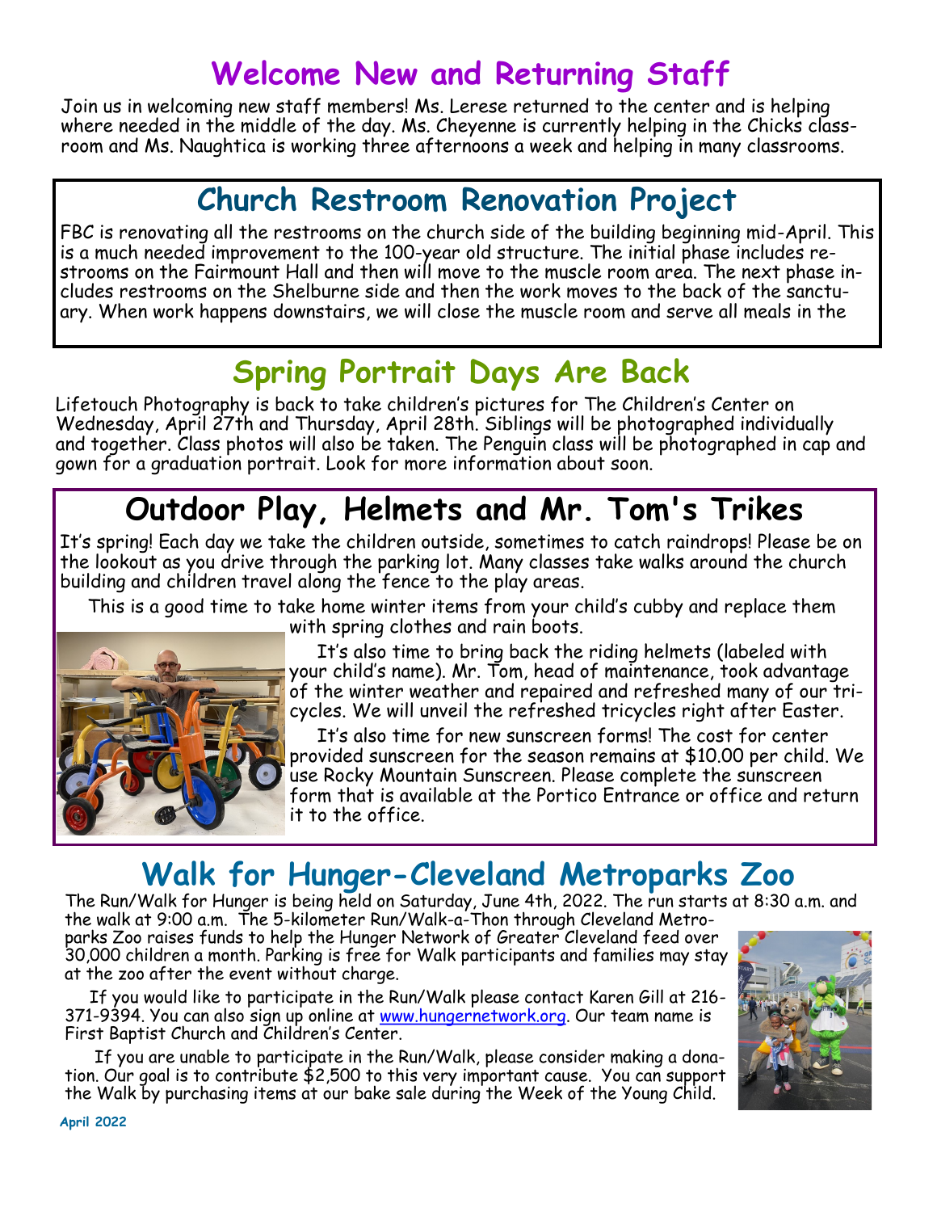# Welcome New and Returning Staff

Join us in welcoming new staff members! Ms. Lerese returned to the center and is helping where needed in the middle of the day. Ms. Cheyenne is currently helping in the Chicks classroom and Ms. Naughtica is working three afternoons a week and helping in many classrooms.

# Church Restroom Renovation Project

FBC is renovating all the restrooms on the church side of the building beginning mid-April. This is a much needed improvement to the 100-year old structure. The initial phase includes restrooms on the Fairmount Hall and then will move to the muscle room area. The next phase includes restrooms on the Shelburne side and then the work moves to the back of the sanctuary. When work happens downstairs, we will close the muscle room and serve all meals in the

# Spring Portrait Days Are Back

Lifetouch Photography is back to take children's pictures for The Children's Center on Wednesday, April 27th and Thursday, April 28th. Siblings will be photographed individually and together. Class photos will also be taken. The Penguin class will be photographed in cap and gown for a graduation portrait. Look for more information about soon.

# Outdoor Play, Helmets and Mr. Tom's Trikes

It's spring! Each day we take the children outside, sometimes to catch raindrops! Please be on the lookout as you drive through the parking lot. Many classes take walks around the church building and children travel along the fence to the play areas.

This is a good time to take home winter items from your child's cubby and replace them with spring clothes and rain boots.

It's also time to bring back the riding helmets (labeled with your child's name). Mr. Tom, head of maintenance, took advantage of the winter weather and repaired and refreshed many of our tricycles. We will unveil the refreshed tricycles right after Easter.

It's also time for new sunscreen forms! The cost for center provided sunscreen for the season remains at $10.00 per child. We use Rocky Mountain Sunscreen. Please complete the sunscreen form that is available at the Portico Entrance or office and return it to the office.

# Walk for Hunger-Cleveland Metroparks Zoo

The Run/Walk for Hunger is being held on Saturday, June 4th, 2022. The run starts at 8:30 a.m. and the walk at 9:00 a.m. The 5-kilometer Run/Walk-a-Thon through Cleveland Metroparks Zoo raises funds to help the Hunger Network of Greater Cleveland feed over 30,000 children a month. Parking is free for Walk participants and families may stay at the zoo after the event without charge.

If you would like to participate in the Run/Walk please contact Karen Gill at 216-371-9394. You can also sign up online at www.hungernetwork.org. Our team name is First Baptist Church and Children's Center.

If you are unable to participate in the Run/Walk, please consider making a donation. Our goal is to contribute $2,500 to this very important cause. You can support the Walk by purchasing items at our bake sale during the Week of the Young Child.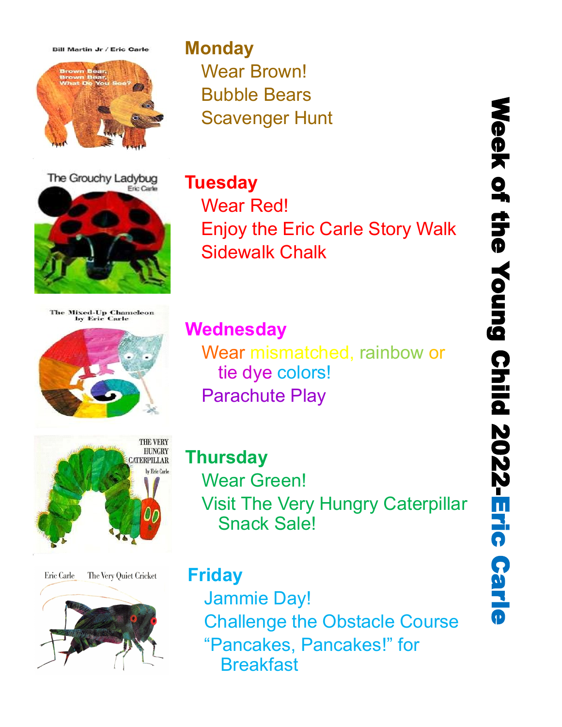# Week of the Young Child 2022-Eric Carle

## Monday

Wear Brown!
Bubble Bears
Scavenger Hunt

## Tuesday

Wear Red!
Enjoy the Eric Carle Story Walk
Sidewalk Chalk

## Wednesday

Wear mismatched, rainbow or tie dye colors!
Parachute Play

## Thursday

Wear Green!
Visit The Very Hungry Caterpillar Snack Sale!

## Friday

Jammie Day!
Challenge the Obstacle Course
"Pancakes, Pancakes!" for Breakfast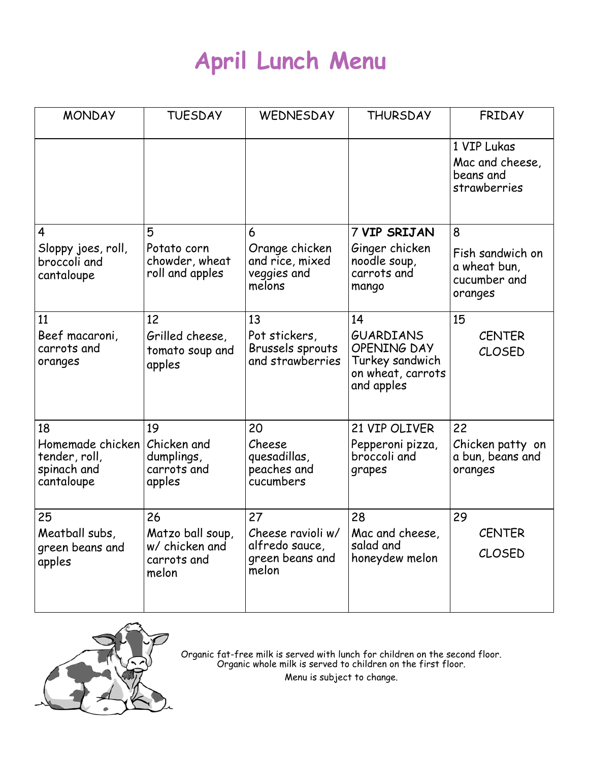# April Lunch Menu

| MONDAY | TUESDAY | WEDNESDAY | THURSDAY | FRIDAY |
|---|---|---|---|---|
| | | | | 1 VIP Lukas<br>Mac and cheese, beans and strawberries |
| 4<br>Sloppy joes, roll, broccoli and cantaloupe | 5<br>Potato corn chowder, wheat roll and apples | 6<br>Orange chicken and rice, mixed veggies and melons | 7 **VIP SRIJAN**<br>Ginger chicken noodle soup, carrots and mango | 8<br>Fish sandwich on a wheat bun, cucumber and oranges |
| 11<br>Beef macaroni, carrots and oranges | 12<br>Grilled cheese, tomato soup and apples | 13<br>Pot stickers, Brussels sprouts and strawberries | 14<br>GUARDIANS OPENING DAY<br>Turkey sandwich on wheat, carrots and apples | 15<br>CENTER CLOSED |
| 18<br>Homemade chicken tender, roll, spinach and cantaloupe | 19<br>Chicken and dumplings, carrots and apples | 20<br>Cheese quesadillas, peaches and cucumbers | 21 VIP OLIVER<br>Pepperoni pizza, broccoli and grapes | 22<br>Chicken patty on a bun, beans and oranges |
| 25<br>Meatball subs, green beans and apples | 26<br>Matzo ball soup, w/ chicken and carrots and melon | 27<br>Cheese ravioli w/ alfredo sauce, green beans and melon | 28<br>Mac and cheese, salad and honeydew melon | 29<br>CENTER CLOSED |

Organic fat-free milk is served with lunch for children on the second floor.
Organic whole milk is served to children on the first floor.

Menu is subject to change.